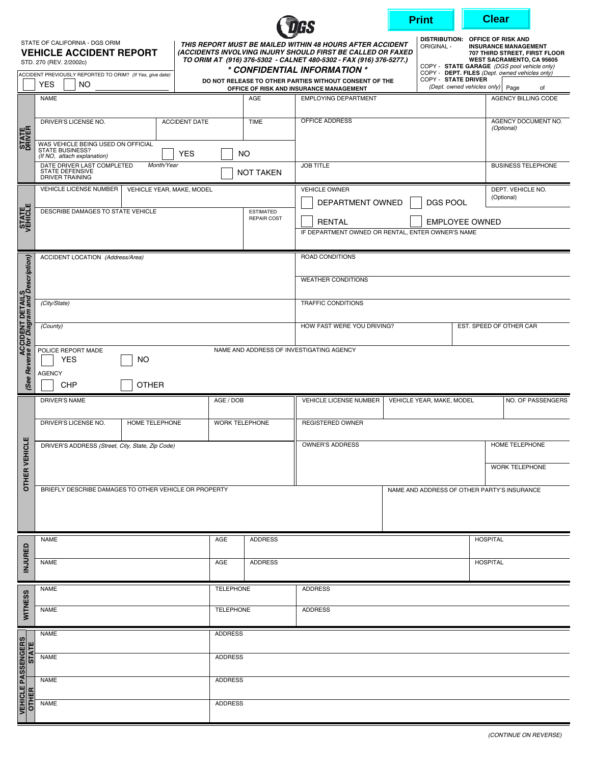DGS

Print | Clear

STATE OF CALIFORNIA - DGS ORIM

# VEHICLE ACCIDENT REPORT

STD. 270 (REV. 2/2002c)

***THIS REPORT MUST BE MAILED WITHIN 48 HOURS AFTER ACCIDENT (ACCIDENTS INVOLVING INJURY SHOULD FIRST BE CALLED OR FAXED TO ORIM AT (916) 376-5302 - CALNET 480-5302 - FAX (916) 376-5277.)***

***\* CONFIDENTIAL INFORMATION \****

**DO NOT RELEASE TO OTHER PARTIES WITHOUT CONSENT OF THE OFFICE OF RISK AND INSURANCE MANAGEMENT**

**DISTRIBUTION:** ORIGINAL - **OFFICE OF RISK AND INSURANCE MANAGEMENT, 707 THIRD STREET, FIRST FLOOR, WEST SACRAMENTO, CA 95605**
COPY - **STATE GARAGE** *(DGS pool vehicle only)*
COPY - **DEPT. FILES** *(Dept. owned vehicles only)*
COPY - **STATE DRIVER** *(Dept. owned vehicles only)*

Page ___ of ___

ACCIDENT PREVIOUSLY REPORTED TO ORIM? *(If Yes, give date)* ☐ YES ☐ NO ________

## STATE DRIVER

| | | | | |
|---|---|---|---|---|
| NAME | | AGE | EMPLOYING DEPARTMENT | AGENCY BILLING CODE |
| DRIVER'S LICENSE NO. | ACCIDENT DATE | TIME | OFFICE ADDRESS | AGENCY DOCUMENT NO. *(Optional)* |
| WAS VEHICLE BEING USED ON OFFICIAL STATE BUSINESS? *(If NO, attach explanation)* ☐ YES ☐ NO | | | | |
| DATE DRIVER LAST COMPLETED STATE DEFENSIVE DRIVER TRAINING *Month/Year* | | ☐ NOT TAKEN | JOB TITLE | BUSINESS TELEPHONE |

## STATE VEHICLE

| | | | |
|---|---|---|---|
| VEHICLE LICENSE NUMBER | VEHICLE YEAR, MAKE, MODEL | VEHICLE OWNER ☐ DEPARTMENT OWNED ☐ DGS POOL ☐ RENTAL ☐ EMPLOYEE OWNED | DEPT. VEHICLE NO. *(Optional)* |
| DESCRIBE DAMAGES TO STATE VEHICLE | ESTIMATED REPAIR COST | IF DEPARTMENT OWNED OR RENTAL, ENTER OWNER'S NAME | |

## ACCIDENT DETAILS *(See Reverse for Diagram and Description)*

| | | |
|---|---|---|
| ACCIDENT LOCATION *(Address/Area)* | ROAD CONDITIONS | |
| | WEATHER CONDITIONS | |
| *(City/State)* | TRAFFIC CONDITIONS | |
| *(County)* | HOW FAST WERE YOU DRIVING? | EST. SPEED OF OTHER CAR |
| POLICE REPORT MADE ☐ YES ☐ NO | NAME AND ADDRESS OF INVESTIGATING AGENCY | |
| AGENCY ☐ CHP ☐ OTHER | | |

## OTHER VEHICLE

| | | | | | |
|---|---|---|---|---|---|
| DRIVER'S NAME | | AGE / DOB | VEHICLE LICENSE NUMBER | VEHICLE YEAR, MAKE, MODEL | NO. OF PASSENGERS |
| DRIVER'S LICENSE NO. | HOME TELEPHONE | WORK TELEPHONE | REGISTERED OWNER | | |
| DRIVER'S ADDRESS *(Street, City, State, Zip Code)* | | | OWNER'S ADDRESS | | HOME TELEPHONE |
| | | | | | WORK TELEPHONE |
| BRIEFLY DESCRIBE DAMAGES TO OTHER VEHICLE OR PROPERTY | | | | NAME AND ADDRESS OF OTHER PARTY'S INSURANCE | |

## INJURED

| NAME | AGE | ADDRESS | HOSPITAL |
|---|---|---|---|
| NAME | AGE | ADDRESS | HOSPITAL |

## WITNESS

| NAME | TELEPHONE | ADDRESS |
|---|---|---|
| NAME | TELEPHONE | ADDRESS |

## VEHICLE PASSENGERS

| | NAME | ADDRESS |
|---|---|---|
| STATE | NAME | ADDRESS |
| STATE | NAME | ADDRESS |
| OTHER | NAME | ADDRESS |
| OTHER | NAME | ADDRESS |

*(CONTINUE ON REVERSE)*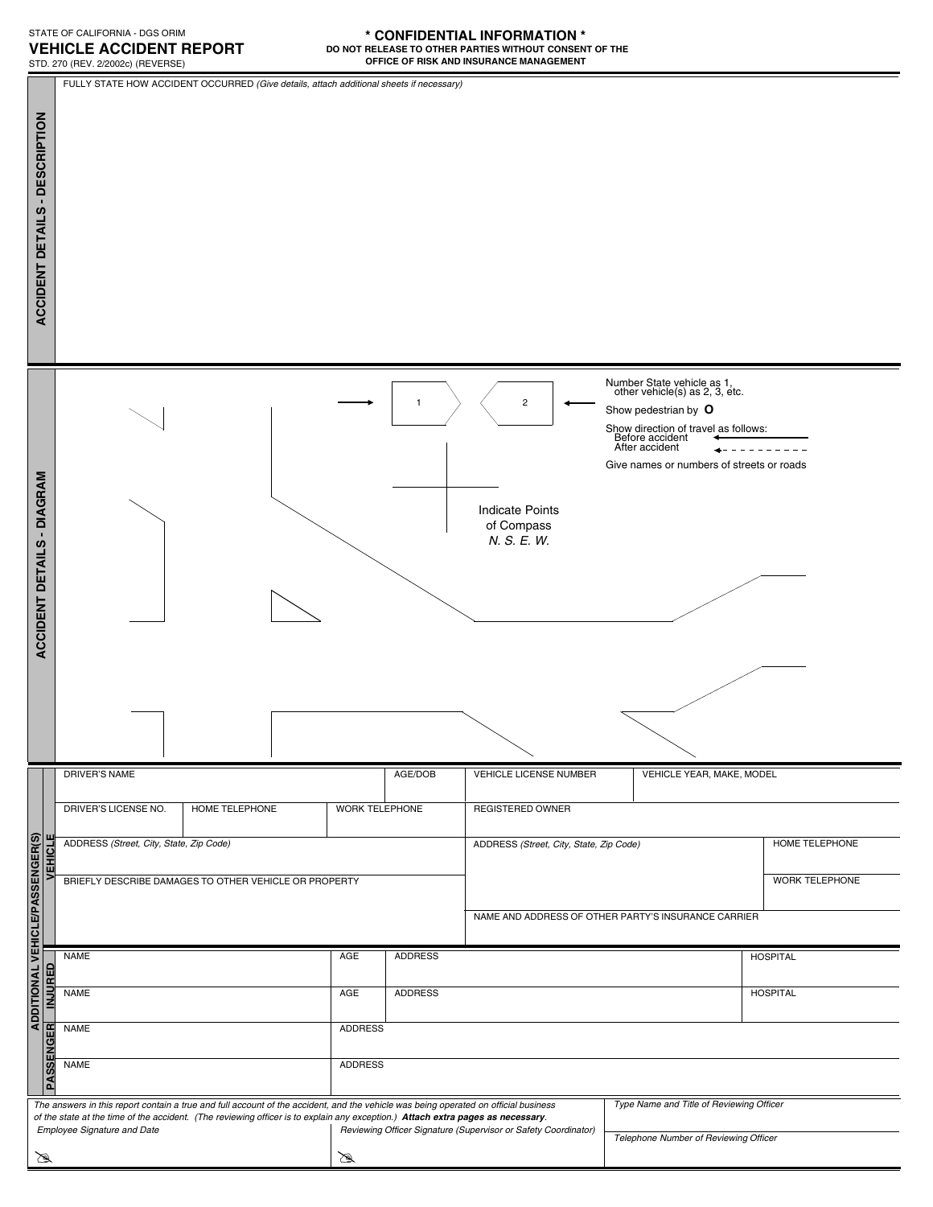STATE OF CALIFORNIA - DGS ORIM

# VEHICLE ACCIDENT REPORT

STD. 270 (REV. 2/2002c) (REVERSE)

**\* CONFIDENTIAL INFORMATION \***
**DO NOT RELEASE TO OTHER PARTIES WITHOUT CONSENT OF THE OFFICE OF RISK AND INSURANCE MANAGEMENT**

## ACCIDENT DETAILS - DESCRIPTION

FULLY STATE HOW ACCIDENT OCCURRED *(Give details, attach additional sheets if necessary)*

## ACCIDENT DETAILS - DIAGRAM

1

2

Number State vehicle as 1, other vehicle(s) as 2, 3, etc.

Show pedestrian by **O**

Show direction of travel as follows:
Before accident
After accident

Give names or numbers of streets or roads

Indicate Points of Compass
*N. S. E. W.*

## ADDITIONAL VEHICLE/PASSENGER(S)

### VEHICLE

| | | | | | |
|---|---|---|---|---|---|
| DRIVER'S NAME | | | AGE/DOB | VEHICLE LICENSE NUMBER | VEHICLE YEAR, MAKE, MODEL |
| DRIVER'S LICENSE NO. | HOME TELEPHONE | WORK TELEPHONE | | REGISTERED OWNER | |
| ADDRESS *(Street, City, State, Zip Code)* | | | | ADDRESS *(Street, City, State, Zip Code)* | HOME TELEPHONE |
| BRIEFLY DESCRIBE DAMAGES TO OTHER VEHICLE OR PROPERTY | | | | | WORK TELEPHONE |
| | | | | NAME AND ADDRESS OF OTHER PARTY'S INSURANCE CARRIER | |

### INJURED

| | | | |
|---|---|---|---|
| NAME | AGE | ADDRESS | HOSPITAL |
| NAME | AGE | ADDRESS | HOSPITAL |

### PASSENGER

| | |
|---|---|
| NAME | ADDRESS |
| NAME | ADDRESS |

*The answers in this report contain a true and full account of the accident, and the vehicle was being operated on official business of the state at the time of the accident. (The reviewing officer is to explain any exception.)* ***Attach extra pages as necessary.***

| | | |
|---|---|---|
| *Employee Signature and Date* | *Reviewing Officer Signature (Supervisor or Safety Coordinator)* | *Type Name and Title of Reviewing Officer* |
| | | *Telephone Number of Reviewing Officer* |